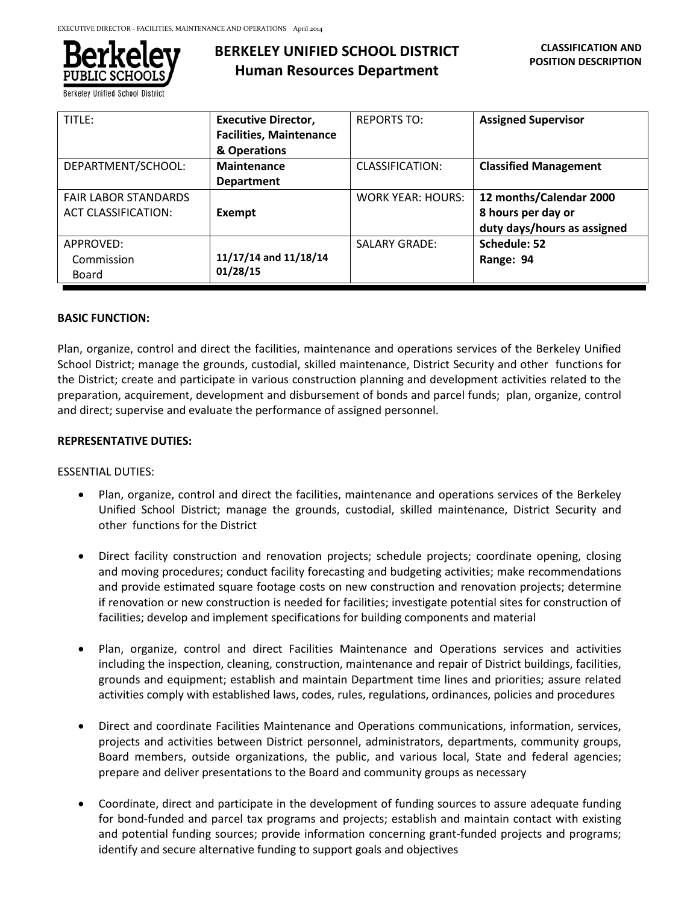# BERKELEY UNIFIED SCHOOL DISTRICT
## Human Resources Department

**CLASSIFICATION AND POSITION DESCRIPTION**

| TITLE: | **Executive Director, Facilities, Maintenance & Operations** | REPORTS TO: | **Assigned Supervisor** |
|---|---|---|---|
| DEPARTMENT/SCHOOL: | **Maintenance Department** | CLASSIFICATION: | **Classified Management** |
| FAIR LABOR STANDARDS ACT CLASSIFICATION: | **Exempt** | WORK YEAR: HOURS: | **12 months/Calendar 2000 8 hours per day or duty days/hours as assigned** |
| APPROVED: Commission Board | **11/17/14 and 11/18/14 01/28/15** | SALARY GRADE: | **Schedule: 52 Range: 94** |

**BASIC FUNCTION:**

Plan, organize, control and direct the facilities, maintenance and operations services of the Berkeley Unified School District; manage the grounds, custodial, skilled maintenance, District Security and other functions for the District; create and participate in various construction planning and development activities related to the preparation, acquirement, development and disbursement of bonds and parcel funds; plan, organize, control and direct; supervise and evaluate the performance of assigned personnel.

**REPRESENTATIVE DUTIES:**

ESSENTIAL DUTIES:

- Plan, organize, control and direct the facilities, maintenance and operations services of the Berkeley Unified School District; manage the grounds, custodial, skilled maintenance, District Security and other functions for the District

- Direct facility construction and renovation projects; schedule projects; coordinate opening, closing and moving procedures; conduct facility forecasting and budgeting activities; make recommendations and provide estimated square footage costs on new construction and renovation projects; determine if renovation or new construction is needed for facilities; investigate potential sites for construction of facilities; develop and implement specifications for building components and material

- Plan, organize, control and direct Facilities Maintenance and Operations services and activities including the inspection, cleaning, construction, maintenance and repair of District buildings, facilities, grounds and equipment; establish and maintain Department time lines and priorities; assure related activities comply with established laws, codes, rules, regulations, ordinances, policies and procedures

- Direct and coordinate Facilities Maintenance and Operations communications, information, services, projects and activities between District personnel, administrators, departments, community groups, Board members, outside organizations, the public, and various local, State and federal agencies; prepare and deliver presentations to the Board and community groups as necessary

- Coordinate, direct and participate in the development of funding sources to assure adequate funding for bond-funded and parcel tax programs and projects; establish and maintain contact with existing and potential funding sources; provide information concerning grant-funded projects and programs; identify and secure alternative funding to support goals and objectives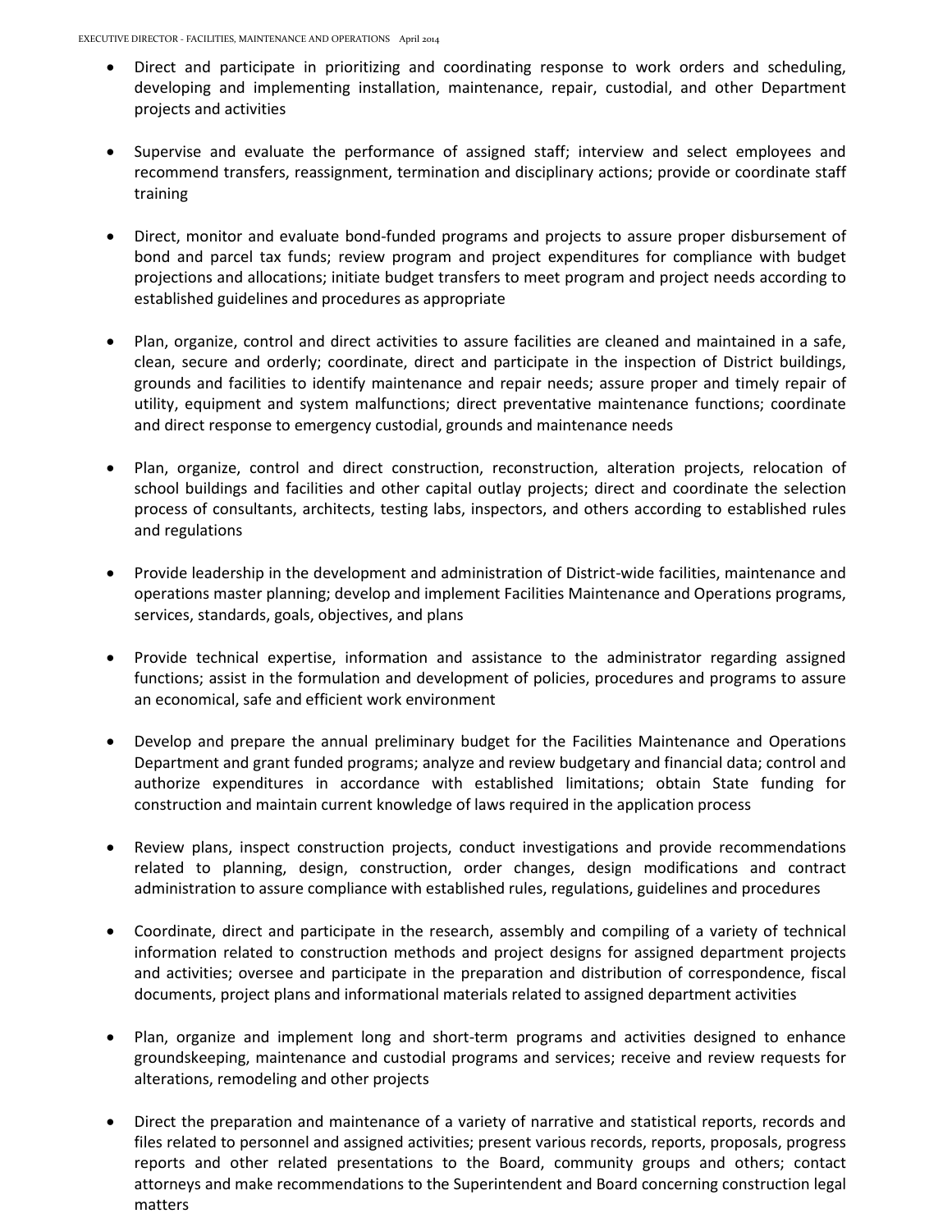- Direct and participate in prioritizing and coordinating response to work orders and scheduling, developing and implementing installation, maintenance, repair, custodial, and other Department projects and activities

- Supervise and evaluate the performance of assigned staff; interview and select employees and recommend transfers, reassignment, termination and disciplinary actions; provide or coordinate staff training

- Direct, monitor and evaluate bond-funded programs and projects to assure proper disbursement of bond and parcel tax funds; review program and project expenditures for compliance with budget projections and allocations; initiate budget transfers to meet program and project needs according to established guidelines and procedures as appropriate

- Plan, organize, control and direct activities to assure facilities are cleaned and maintained in a safe, clean, secure and orderly; coordinate, direct and participate in the inspection of District buildings, grounds and facilities to identify maintenance and repair needs; assure proper and timely repair of utility, equipment and system malfunctions; direct preventative maintenance functions; coordinate and direct response to emergency custodial, grounds and maintenance needs

- Plan, organize, control and direct construction, reconstruction, alteration projects, relocation of school buildings and facilities and other capital outlay projects; direct and coordinate the selection process of consultants, architects, testing labs, inspectors, and others according to established rules and regulations

- Provide leadership in the development and administration of District-wide facilities, maintenance and operations master planning; develop and implement Facilities Maintenance and Operations programs, services, standards, goals, objectives, and plans

- Provide technical expertise, information and assistance to the administrator regarding assigned functions; assist in the formulation and development of policies, procedures and programs to assure an economical, safe and efficient work environment

- Develop and prepare the annual preliminary budget for the Facilities Maintenance and Operations Department and grant funded programs; analyze and review budgetary and financial data; control and authorize expenditures in accordance with established limitations; obtain State funding for construction and maintain current knowledge of laws required in the application process

- Review plans, inspect construction projects, conduct investigations and provide recommendations related to planning, design, construction, order changes, design modifications and contract administration to assure compliance with established rules, regulations, guidelines and procedures

- Coordinate, direct and participate in the research, assembly and compiling of a variety of technical information related to construction methods and project designs for assigned department projects and activities; oversee and participate in the preparation and distribution of correspondence, fiscal documents, project plans and informational materials related to assigned department activities

- Plan, organize and implement long and short-term programs and activities designed to enhance groundskeeping, maintenance and custodial programs and services; receive and review requests for alterations, remodeling and other projects

- Direct the preparation and maintenance of a variety of narrative and statistical reports, records and files related to personnel and assigned activities; present various records, reports, proposals, progress reports and other related presentations to the Board, community groups and others; contact attorneys and make recommendations to the Superintendent and Board concerning construction legal matters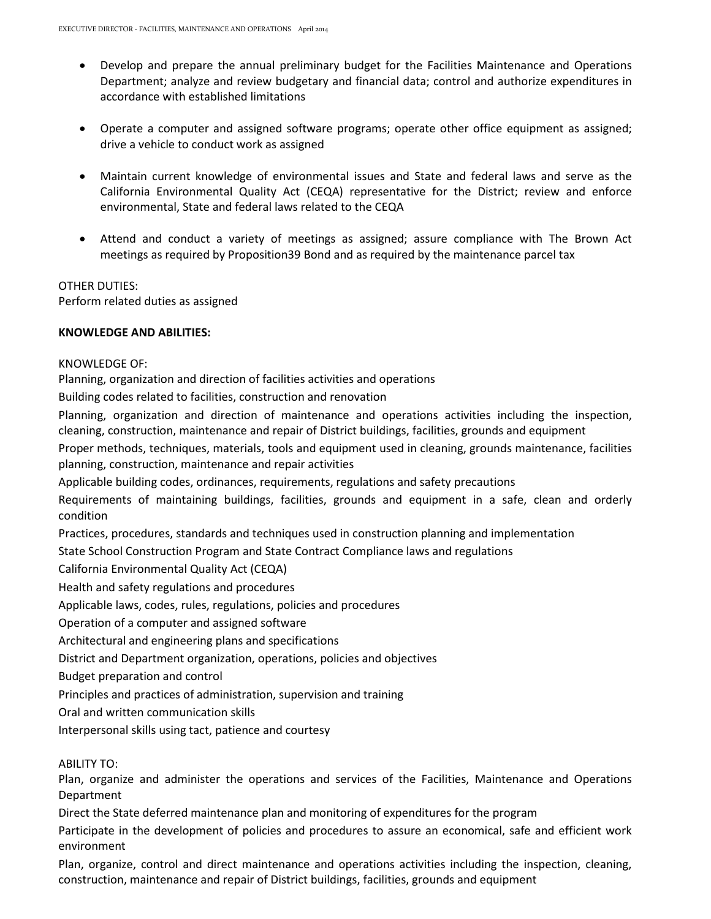- Develop and prepare the annual preliminary budget for the Facilities Maintenance and Operations Department; analyze and review budgetary and financial data; control and authorize expenditures in accordance with established limitations

- Operate a computer and assigned software programs; operate other office equipment as assigned; drive a vehicle to conduct work as assigned

- Maintain current knowledge of environmental issues and State and federal laws and serve as the California Environmental Quality Act (CEQA) representative for the District; review and enforce environmental, State and federal laws related to the CEQA

- Attend and conduct a variety of meetings as assigned; assure compliance with The Brown Act meetings as required by Proposition39 Bond and as required by the maintenance parcel tax

OTHER DUTIES:
Perform related duties as assigned

**KNOWLEDGE AND ABILITIES:**

KNOWLEDGE OF:
Planning, organization and direction of facilities activities and operations
Building codes related to facilities, construction and renovation
Planning, organization and direction of maintenance and operations activities including the inspection, cleaning, construction, maintenance and repair of District buildings, facilities, grounds and equipment
Proper methods, techniques, materials, tools and equipment used in cleaning, grounds maintenance, facilities planning, construction, maintenance and repair activities
Applicable building codes, ordinances, requirements, regulations and safety precautions
Requirements of maintaining buildings, facilities, grounds and equipment in a safe, clean and orderly condition
Practices, procedures, standards and techniques used in construction planning and implementation
State School Construction Program and State Contract Compliance laws and regulations
California Environmental Quality Act (CEQA)
Health and safety regulations and procedures
Applicable laws, codes, rules, regulations, policies and procedures
Operation of a computer and assigned software
Architectural and engineering plans and specifications
District and Department organization, operations, policies and objectives
Budget preparation and control
Principles and practices of administration, supervision and training
Oral and written communication skills
Interpersonal skills using tact, patience and courtesy

ABILITY TO:
Plan, organize and administer the operations and services of the Facilities, Maintenance and Operations Department
Direct the State deferred maintenance plan and monitoring of expenditures for the program
Participate in the development of policies and procedures to assure an economical, safe and efficient work environment
Plan, organize, control and direct maintenance and operations activities including the inspection, cleaning, construction, maintenance and repair of District buildings, facilities, grounds and equipment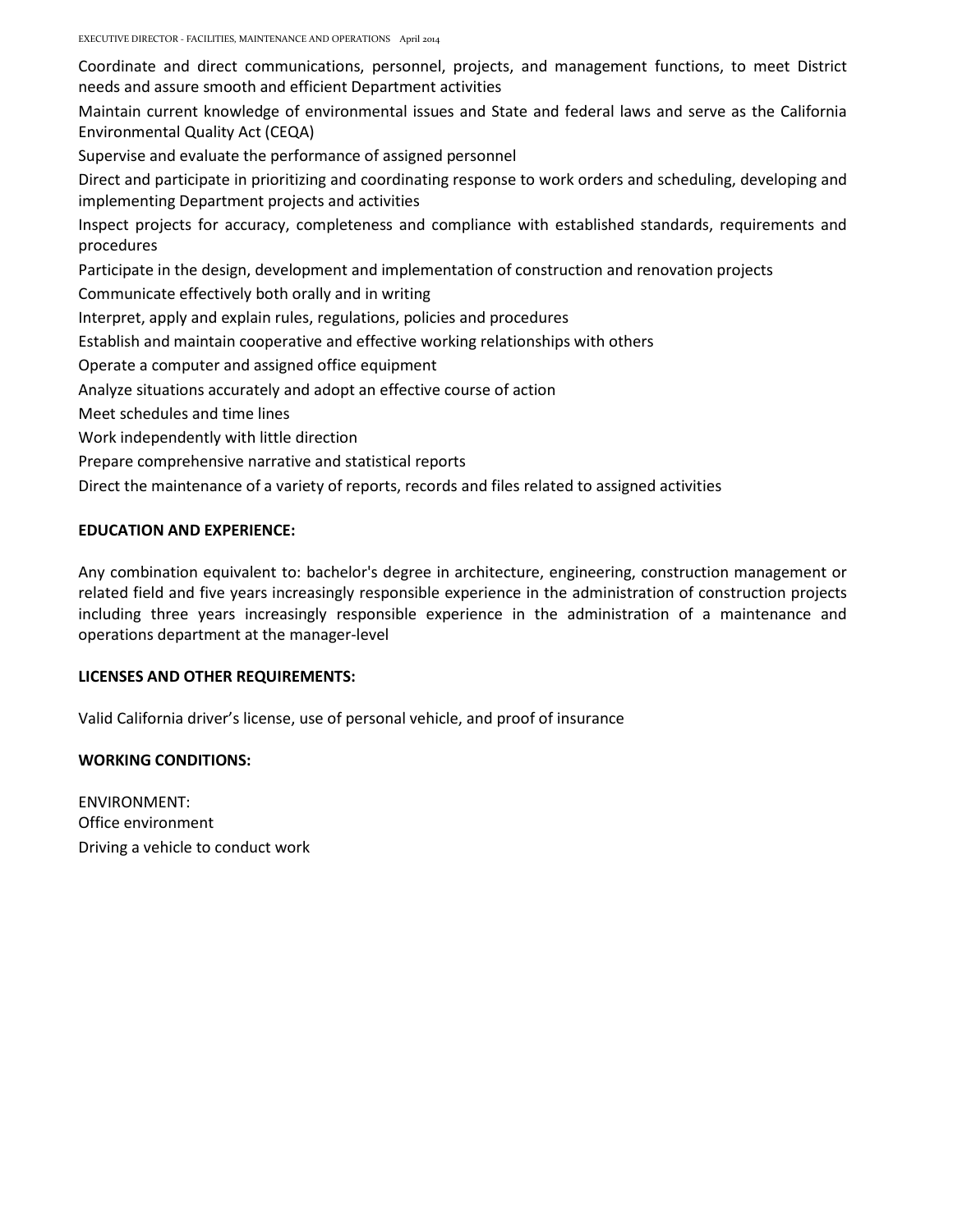Coordinate and direct communications, personnel, projects, and management functions, to meet District needs and assure smooth and efficient Department activities

Maintain current knowledge of environmental issues and State and federal laws and serve as the California Environmental Quality Act (CEQA)

Supervise and evaluate the performance of assigned personnel

Direct and participate in prioritizing and coordinating response to work orders and scheduling, developing and implementing Department projects and activities

Inspect projects for accuracy, completeness and compliance with established standards, requirements and procedures

Participate in the design, development and implementation of construction and renovation projects

Communicate effectively both orally and in writing

Interpret, apply and explain rules, regulations, policies and procedures

Establish and maintain cooperative and effective working relationships with others

Operate a computer and assigned office equipment

Analyze situations accurately and adopt an effective course of action

Meet schedules and time lines

Work independently with little direction

Prepare comprehensive narrative and statistical reports

Direct the maintenance of a variety of reports, records and files related to assigned activities

**EDUCATION AND EXPERIENCE:**

Any combination equivalent to: bachelor's degree in architecture, engineering, construction management or related field and five years increasingly responsible experience in the administration of construction projects including three years increasingly responsible experience in the administration of a maintenance and operations department at the manager-level

**LICENSES AND OTHER REQUIREMENTS:**

Valid California driver's license, use of personal vehicle, and proof of insurance

**WORKING CONDITIONS:**

ENVIRONMENT:
Office environment
Driving a vehicle to conduct work